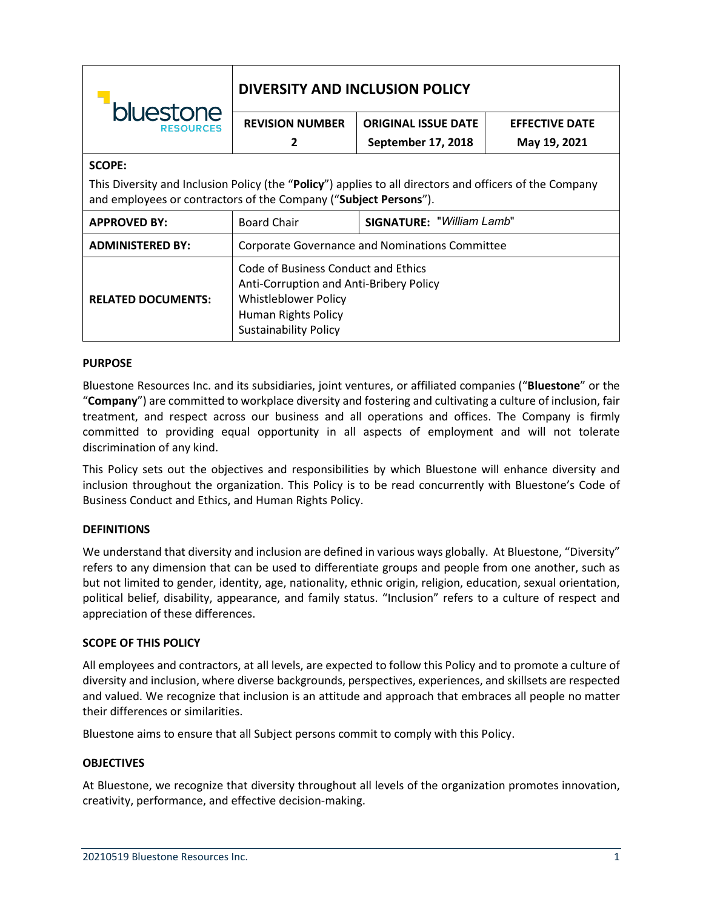| bluestone RESOURCES | DIVERSITY AND INCLUSION POLICY | | |
|---|---|---|---|
| | **REVISION NUMBER** 2 | **ORIGINAL ISSUE DATE** September 17, 2018 | **EFFECTIVE DATE** May 19, 2021 |

**SCOPE:**

This Diversity and Inclusion Policy (the "**Policy**") applies to all directors and officers of the Company and employees or contractors of the Company ("**Subject Persons**").

| | | |
|---|---|---|
| **APPROVED BY:** | Board Chair | **SIGNATURE:** "*William Lamb*" |
| **ADMINISTERED BY:** | Corporate Governance and Nominations Committee | |
| **RELATED DOCUMENTS:** | Code of Business Conduct and Ethics<br>Anti-Corruption and Anti-Bribery Policy<br>Whistleblower Policy<br>Human Rights Policy<br>Sustainability Policy | |

**PURPOSE**

Bluestone Resources Inc. and its subsidiaries, joint ventures, or affiliated companies ("**Bluestone**" or the "**Company**") are committed to workplace diversity and fostering and cultivating a culture of inclusion, fair treatment, and respect across our business and all operations and offices. The Company is firmly committed to providing equal opportunity in all aspects of employment and will not tolerate discrimination of any kind.

This Policy sets out the objectives and responsibilities by which Bluestone will enhance diversity and inclusion throughout the organization. This Policy is to be read concurrently with Bluestone's Code of Business Conduct and Ethics, and Human Rights Policy.

**DEFINITIONS**

We understand that diversity and inclusion are defined in various ways globally. At Bluestone, "Diversity" refers to any dimension that can be used to differentiate groups and people from one another, such as but not limited to gender, identity, age, nationality, ethnic origin, religion, education, sexual orientation, political belief, disability, appearance, and family status. "Inclusion" refers to a culture of respect and appreciation of these differences.

**SCOPE OF THIS POLICY**

All employees and contractors, at all levels, are expected to follow this Policy and to promote a culture of diversity and inclusion, where diverse backgrounds, perspectives, experiences, and skillsets are respected and valued. We recognize that inclusion is an attitude and approach that embraces all people no matter their differences or similarities.

Bluestone aims to ensure that all Subject persons commit to comply with this Policy.

**OBJECTIVES**

At Bluestone, we recognize that diversity throughout all levels of the organization promotes innovation, creativity, performance, and effective decision-making.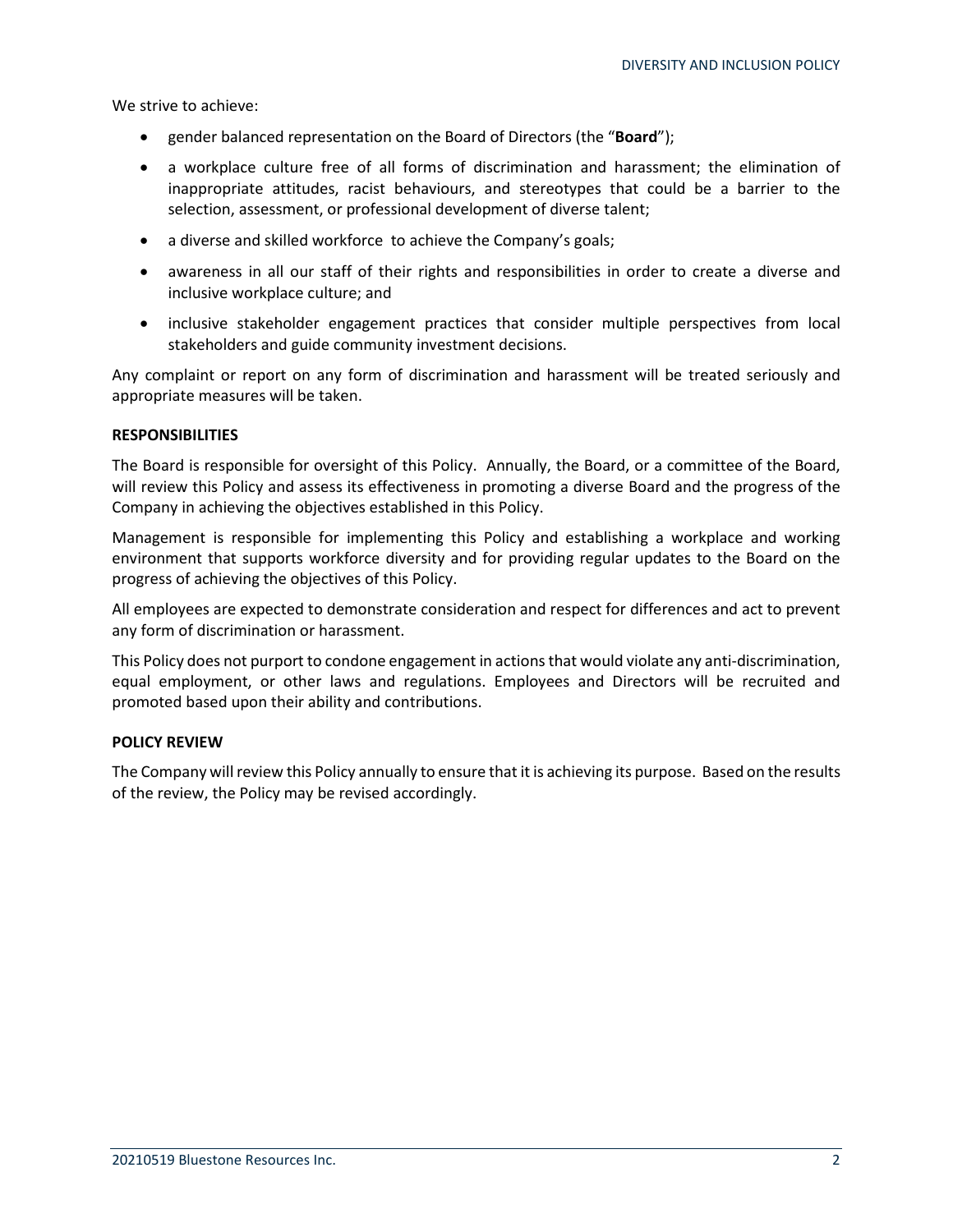We strive to achieve:

- gender balanced representation on the Board of Directors (the "**Board**");
- a workplace culture free of all forms of discrimination and harassment; the elimination of inappropriate attitudes, racist behaviours, and stereotypes that could be a barrier to the selection, assessment, or professional development of diverse talent;
- a diverse and skilled workforce to achieve the Company's goals;
- awareness in all our staff of their rights and responsibilities in order to create a diverse and inclusive workplace culture; and
- inclusive stakeholder engagement practices that consider multiple perspectives from local stakeholders and guide community investment decisions.

Any complaint or report on any form of discrimination and harassment will be treated seriously and appropriate measures will be taken.

**RESPONSIBILITIES**

The Board is responsible for oversight of this Policy. Annually, the Board, or a committee of the Board, will review this Policy and assess its effectiveness in promoting a diverse Board and the progress of the Company in achieving the objectives established in this Policy.

Management is responsible for implementing this Policy and establishing a workplace and working environment that supports workforce diversity and for providing regular updates to the Board on the progress of achieving the objectives of this Policy.

All employees are expected to demonstrate consideration and respect for differences and act to prevent any form of discrimination or harassment.

This Policy does not purport to condone engagement in actions that would violate any anti-discrimination, equal employment, or other laws and regulations. Employees and Directors will be recruited and promoted based upon their ability and contributions.

**POLICY REVIEW**

The Company will review this Policy annually to ensure that it is achieving its purpose. Based on the results of the review, the Policy may be revised accordingly.